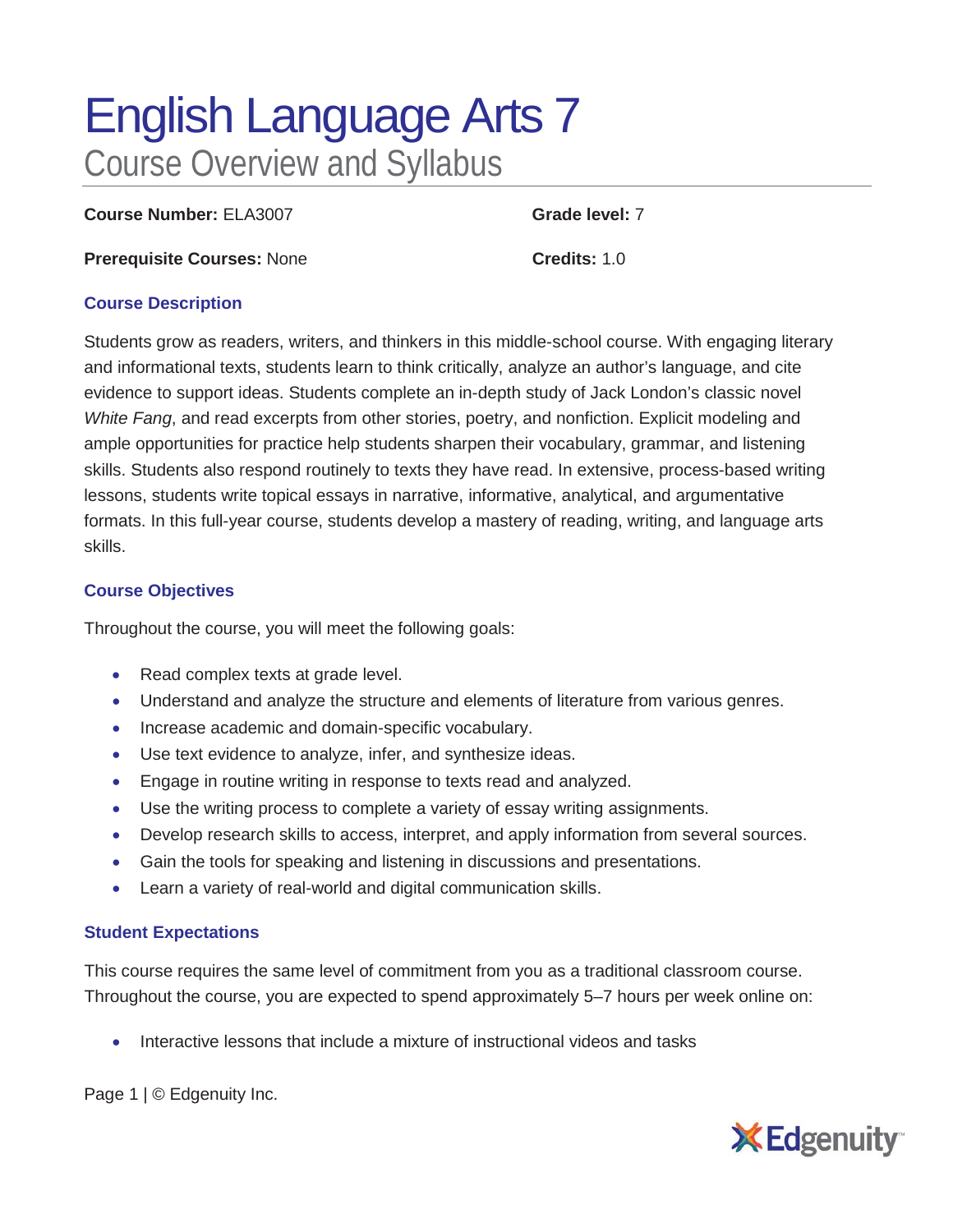# English Language Arts 7

## Course Overview and Syllabus

**Course Number:** ELA3007

**Grade level:** 7

**Prerequisite Courses:** None

**Credits:** 1.0

### Course Description

Students grow as readers, writers, and thinkers in this middle-school course. With engaging literary and informational texts, students learn to think critically, analyze an author's language, and cite evidence to support ideas. Students complete an in-depth study of Jack London's classic novel *White Fang*, and read excerpts from other stories, poetry, and nonfiction. Explicit modeling and ample opportunities for practice help students sharpen their vocabulary, grammar, and listening skills. Students also respond routinely to texts they have read. In extensive, process-based writing lessons, students write topical essays in narrative, informative, analytical, and argumentative formats. In this full-year course, students develop a mastery of reading, writing, and language arts skills.

### Course Objectives

Throughout the course, you will meet the following goals:

- Read complex texts at grade level.
- Understand and analyze the structure and elements of literature from various genres.
- Increase academic and domain-specific vocabulary.
- Use text evidence to analyze, infer, and synthesize ideas.
- Engage in routine writing in response to texts read and analyzed.
- Use the writing process to complete a variety of essay writing assignments.
- Develop research skills to access, interpret, and apply information from several sources.
- Gain the tools for speaking and listening in discussions and presentations.
- Learn a variety of real-world and digital communication skills.

### Student Expectations

This course requires the same level of commitment from you as a traditional classroom course. Throughout the course, you are expected to spend approximately 5–7 hours per week online on:

- Interactive lessons that include a mixture of instructional videos and tasks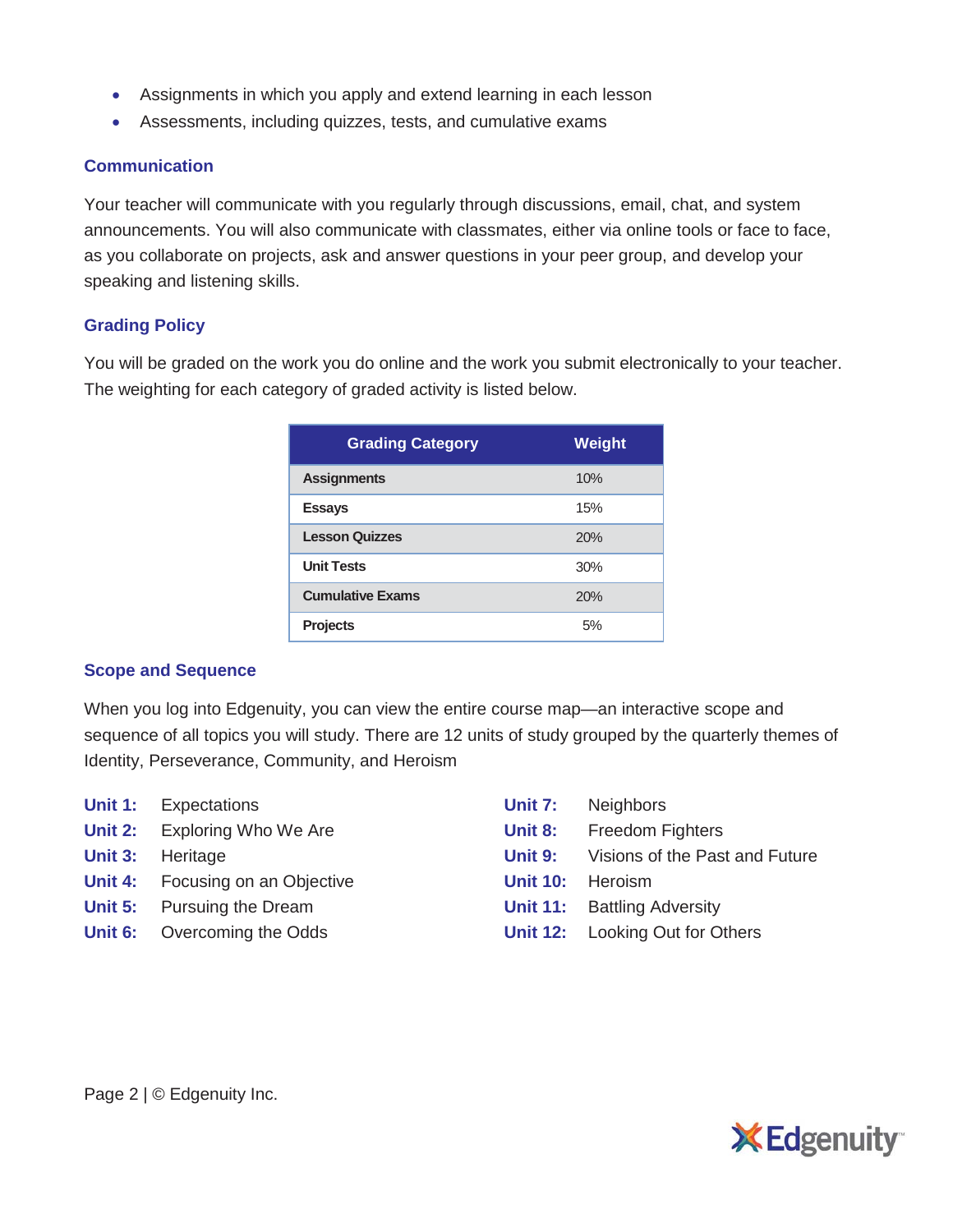- Assignments in which you apply and extend learning in each lesson
- Assessments, including quizzes, tests, and cumulative exams

## Communication

Your teacher will communicate with you regularly through discussions, email, chat, and system announcements. You will also communicate with classmates, either via online tools or face to face, as you collaborate on projects, ask and answer questions in your peer group, and develop your speaking and listening skills.

## Grading Policy

You will be graded on the work you do online and the work you submit electronically to your teacher. The weighting for each category of graded activity is listed below.

| Grading Category | Weight |
| --- | --- |
| **Assignments** | 10% |
| **Essays** | 15% |
| **Lesson Quizzes** | 20% |
| **Unit Tests** | 30% |
| **Cumulative Exams** | 20% |
| **Projects** | 5% |

## Scope and Sequence

When you log into Edgenuity, you can view the entire course map—an interactive scope and sequence of all topics you will study. There are 12 units of study grouped by the quarterly themes of Identity, Perseverance, Community, and Heroism

**Unit 1:** Expectations
**Unit 2:** Exploring Who We Are
**Unit 3:** Heritage
**Unit 4:** Focusing on an Objective
**Unit 5:** Pursuing the Dream
**Unit 6:** Overcoming the Odds
**Unit 7:** Neighbors
**Unit 8:** Freedom Fighters
**Unit 9:** Visions of the Past and Future
**Unit 10:** Heroism
**Unit 11:** Battling Adversity
**Unit 12:** Looking Out for Others